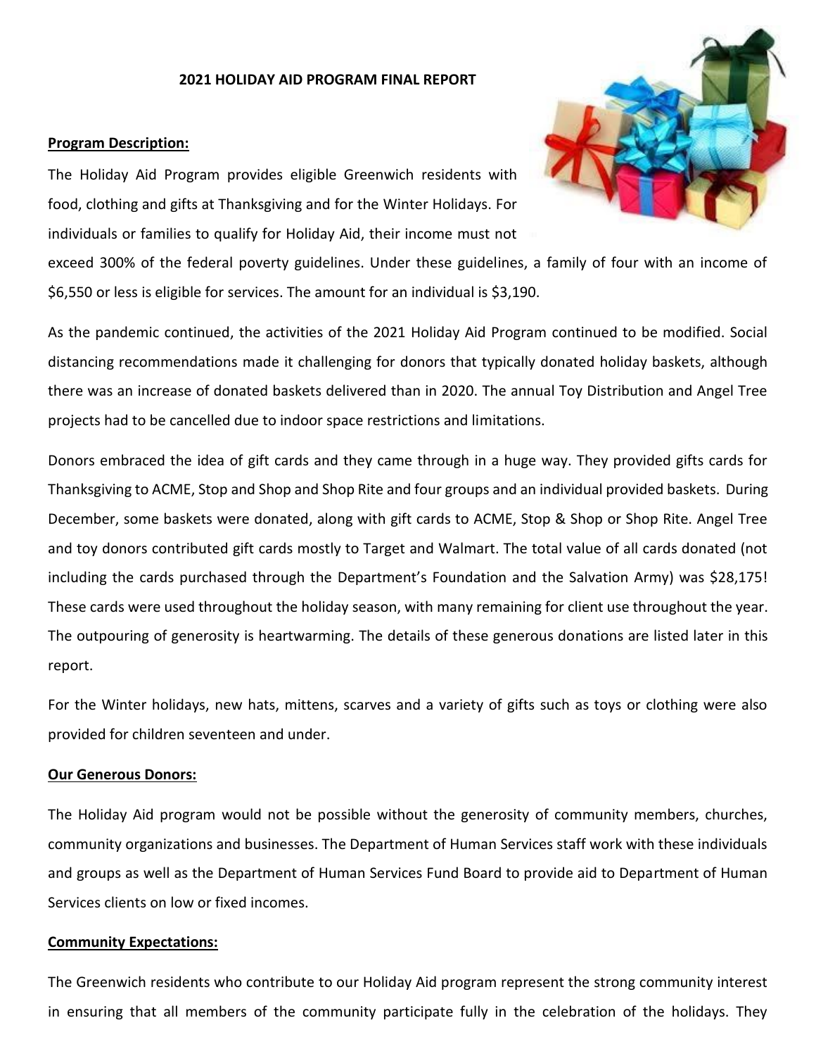**2021 HOLIDAY AID PROGRAM FINAL REPORT**

**Program Description:**

The Holiday Aid Program provides eligible Greenwich residents with food, clothing and gifts at Thanksgiving and for the Winter Holidays. For individuals or families to qualify for Holiday Aid, their income must not exceed 300% of the federal poverty guidelines. Under these guidelines, a family of four with an income of $6,550 or less is eligible for services. The amount for an individual is $3,190.

As the pandemic continued, the activities of the 2021 Holiday Aid Program continued to be modified. Social distancing recommendations made it challenging for donors that typically donated holiday baskets, although there was an increase of donated baskets delivered than in 2020. The annual Toy Distribution and Angel Tree projects had to be cancelled due to indoor space restrictions and limitations.

Donors embraced the idea of gift cards and they came through in a huge way. They provided gifts cards for Thanksgiving to ACME, Stop and Shop and Shop Rite and four groups and an individual provided baskets. During December, some baskets were donated, along with gift cards to ACME, Stop & Shop or Shop Rite. Angel Tree and toy donors contributed gift cards mostly to Target and Walmart. The total value of all cards donated (not including the cards purchased through the Department's Foundation and the Salvation Army) was $28,175! These cards were used throughout the holiday season, with many remaining for client use throughout the year. The outpouring of generosity is heartwarming. The details of these generous donations are listed later in this report.

For the Winter holidays, new hats, mittens, scarves and a variety of gifts such as toys or clothing were also provided for children seventeen and under.

**Our Generous Donors:**

The Holiday Aid program would not be possible without the generosity of community members, churches, community organizations and businesses. The Department of Human Services staff work with these individuals and groups as well as the Department of Human Services Fund Board to provide aid to Department of Human Services clients on low or fixed incomes.

**Community Expectations:**

The Greenwich residents who contribute to our Holiday Aid program represent the strong community interest in ensuring that all members of the community participate fully in the celebration of the holidays. They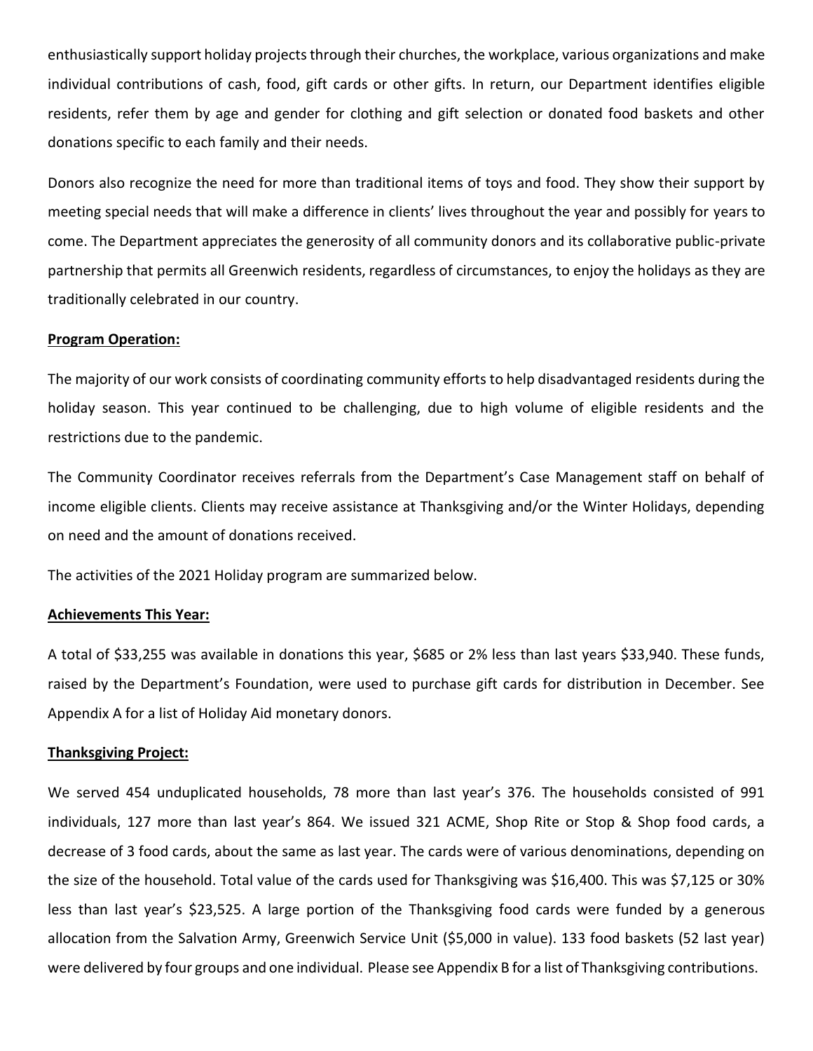enthusiastically support holiday projects through their churches, the workplace, various organizations and make individual contributions of cash, food, gift cards or other gifts. In return, our Department identifies eligible residents, refer them by age and gender for clothing and gift selection or donated food baskets and other donations specific to each family and their needs.

Donors also recognize the need for more than traditional items of toys and food. They show their support by meeting special needs that will make a difference in clients' lives throughout the year and possibly for years to come. The Department appreciates the generosity of all community donors and its collaborative public-private partnership that permits all Greenwich residents, regardless of circumstances, to enjoy the holidays as they are traditionally celebrated in our country.

**Program Operation:**

The majority of our work consists of coordinating community efforts to help disadvantaged residents during the holiday season. This year continued to be challenging, due to high volume of eligible residents and the restrictions due to the pandemic.

The Community Coordinator receives referrals from the Department's Case Management staff on behalf of income eligible clients. Clients may receive assistance at Thanksgiving and/or the Winter Holidays, depending on need and the amount of donations received.

The activities of the 2021 Holiday program are summarized below.

**Achievements This Year:**

A total of $33,255 was available in donations this year, $685 or 2% less than last years $33,940. These funds, raised by the Department's Foundation, were used to purchase gift cards for distribution in December. See Appendix A for a list of Holiday Aid monetary donors.

**Thanksgiving Project:**

We served 454 unduplicated households, 78 more than last year's 376. The households consisted of 991 individuals, 127 more than last year's 864. We issued 321 ACME, Shop Rite or Stop & Shop food cards, a decrease of 3 food cards, about the same as last year. The cards were of various denominations, depending on the size of the household. Total value of the cards used for Thanksgiving was $16,400. This was $7,125 or 30% less than last year's $23,525. A large portion of the Thanksgiving food cards were funded by a generous allocation from the Salvation Army, Greenwich Service Unit ($5,000 in value). 133 food baskets (52 last year) were delivered by four groups and one individual. Please see Appendix B for a list of Thanksgiving contributions.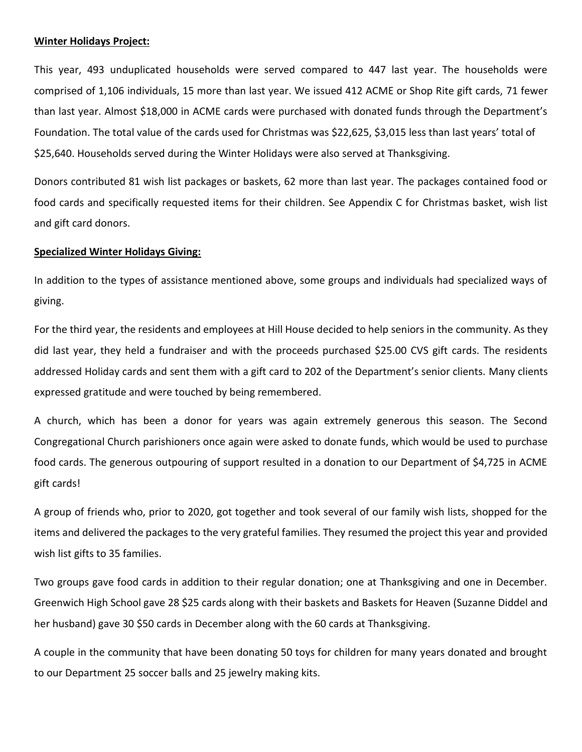**Winter Holidays Project:**

This year, 493 unduplicated households were served compared to 447 last year. The households were comprised of 1,106 individuals, 15 more than last year. We issued 412 ACME or Shop Rite gift cards, 71 fewer than last year. Almost $18,000 in ACME cards were purchased with donated funds through the Department's Foundation. The total value of the cards used for Christmas was $22,625, $3,015 less than last years' total of $25,640. Households served during the Winter Holidays were also served at Thanksgiving.

Donors contributed 81 wish list packages or baskets, 62 more than last year. The packages contained food or food cards and specifically requested items for their children. See Appendix C for Christmas basket, wish list and gift card donors.

**Specialized Winter Holidays Giving:**

In addition to the types of assistance mentioned above, some groups and individuals had specialized ways of giving.

For the third year, the residents and employees at Hill House decided to help seniors in the community. As they did last year, they held a fundraiser and with the proceeds purchased $25.00 CVS gift cards. The residents addressed Holiday cards and sent them with a gift card to 202 of the Department's senior clients. Many clients expressed gratitude and were touched by being remembered.

A church, which has been a donor for years was again extremely generous this season. The Second Congregational Church parishioners once again were asked to donate funds, which would be used to purchase food cards. The generous outpouring of support resulted in a donation to our Department of $4,725 in ACME gift cards!

A group of friends who, prior to 2020, got together and took several of our family wish lists, shopped for the items and delivered the packages to the very grateful families. They resumed the project this year and provided wish list gifts to 35 families.

Two groups gave food cards in addition to their regular donation; one at Thanksgiving and one in December. Greenwich High School gave 28 $25 cards along with their baskets and Baskets for Heaven (Suzanne Diddel and her husband) gave 30 $50 cards in December along with the 60 cards at Thanksgiving.

A couple in the community that have been donating 50 toys for children for many years donated and brought to our Department 25 soccer balls and 25 jewelry making kits.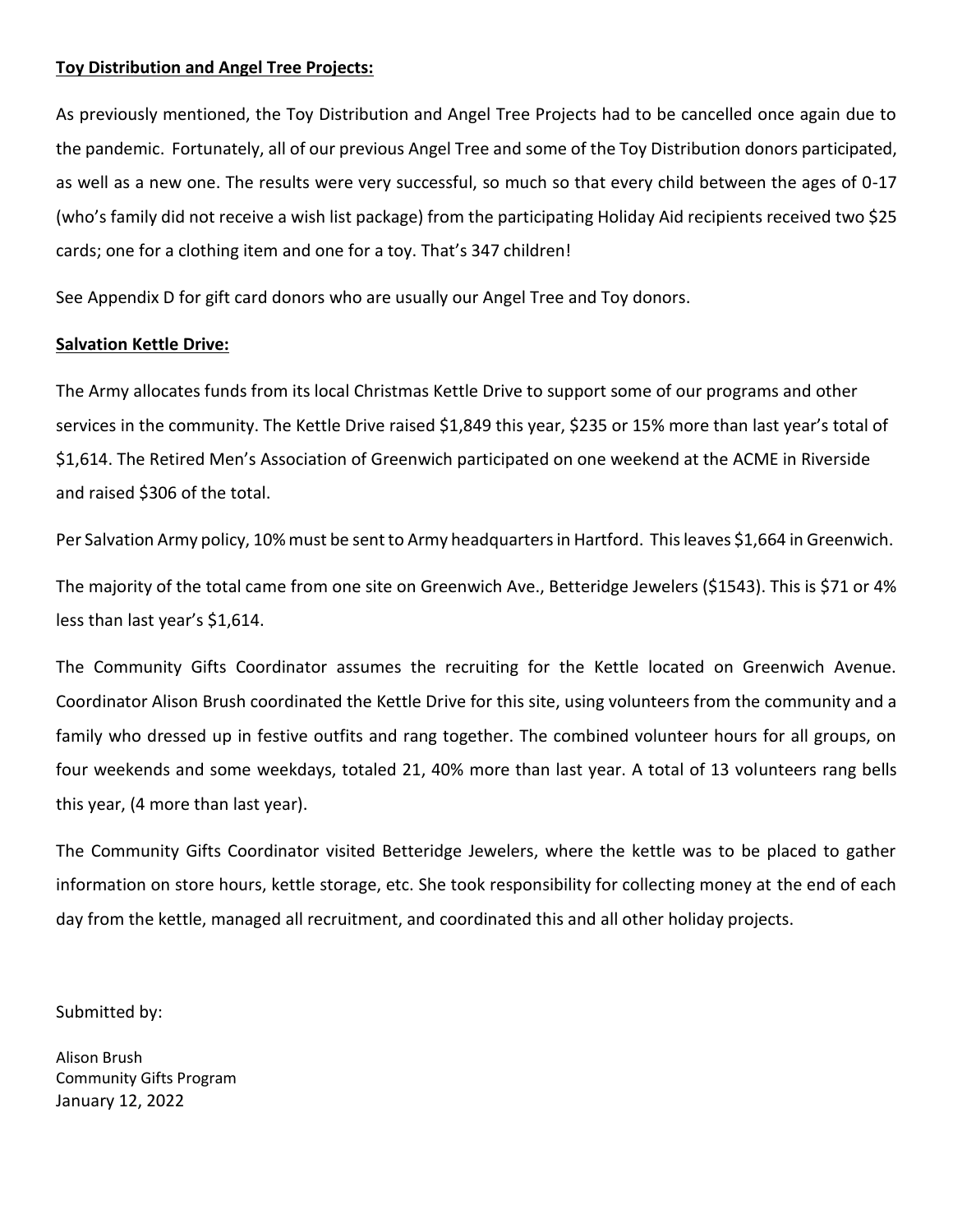**Toy Distribution and Angel Tree Projects:**

As previously mentioned, the Toy Distribution and Angel Tree Projects had to be cancelled once again due to the pandemic. Fortunately, all of our previous Angel Tree and some of the Toy Distribution donors participated, as well as a new one. The results were very successful, so much so that every child between the ages of 0-17 (who's family did not receive a wish list package) from the participating Holiday Aid recipients received two $25 cards; one for a clothing item and one for a toy. That's 347 children!

See Appendix D for gift card donors who are usually our Angel Tree and Toy donors.

**Salvation Kettle Drive:**

The Army allocates funds from its local Christmas Kettle Drive to support some of our programs and other services in the community. The Kettle Drive raised $1,849 this year, $235 or 15% more than last year's total of $1,614. The Retired Men's Association of Greenwich participated on one weekend at the ACME in Riverside and raised $306 of the total.

Per Salvation Army policy, 10% must be sent to Army headquarters in Hartford. This leaves $1,664 in Greenwich.

The majority of the total came from one site on Greenwich Ave., Betteridge Jewelers ($1543). This is $71 or 4% less than last year's $1,614.

The Community Gifts Coordinator assumes the recruiting for the Kettle located on Greenwich Avenue. Coordinator Alison Brush coordinated the Kettle Drive for this site, using volunteers from the community and a family who dressed up in festive outfits and rang together. The combined volunteer hours for all groups, on four weekends and some weekdays, totaled 21, 40% more than last year. A total of 13 volunteers rang bells this year, (4 more than last year).

The Community Gifts Coordinator visited Betteridge Jewelers, where the kettle was to be placed to gather information on store hours, kettle storage, etc. She took responsibility for collecting money at the end of each day from the kettle, managed all recruitment, and coordinated this and all other holiday projects.

Submitted by:

Alison Brush
Community Gifts Program
January 12, 2022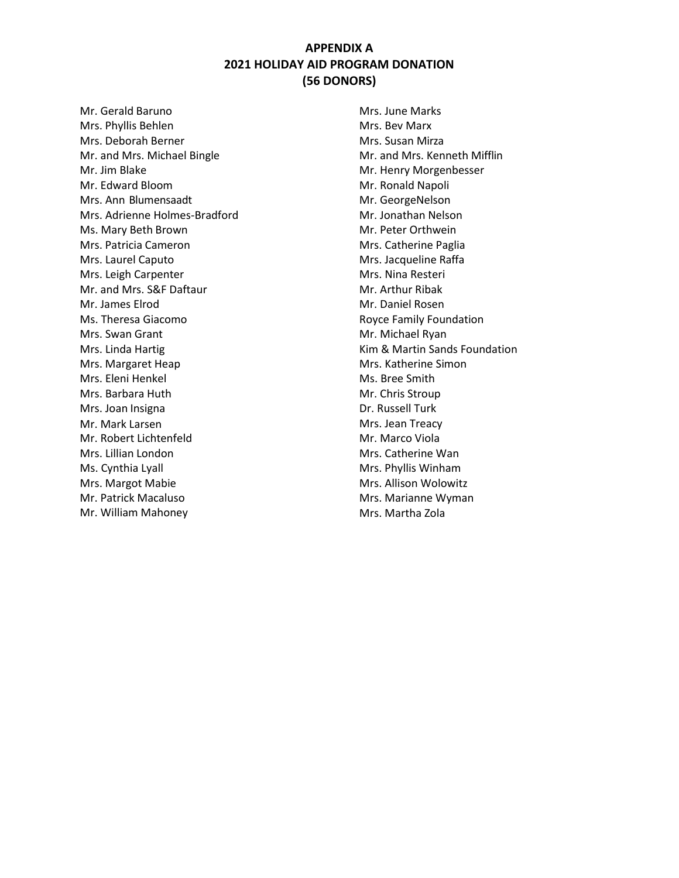**APPENDIX A**
**2021 HOLIDAY AID PROGRAM DONATION**
**(56 DONORS)**

Mr. Gerald Baruno
Mrs. Phyllis Behlen
Mrs. Deborah Berner
Mr. and Mrs. Michael Bingle
Mr. Jim Blake
Mr. Edward Bloom
Mrs. Ann Blumensaadt
Mrs. Adrienne Holmes-Bradford
Ms. Mary Beth Brown
Mrs. Patricia Cameron
Mrs. Laurel Caputo
Mrs. Leigh Carpenter
Mr. and Mrs. S&F Daftaur
Mr. James Elrod
Ms. Theresa Giacomo
Mrs. Swan Grant
Mrs. Linda Hartig
Mrs. Margaret Heap
Mrs. Eleni Henkel
Mrs. Barbara Huth
Mrs. Joan Insigna
Mr. Mark Larsen
Mr. Robert Lichtenfeld
Mrs. Lillian London
Ms. Cynthia Lyall
Mrs. Margot Mabie
Mr. Patrick Macaluso
Mr. William Mahoney
Mrs. June Marks
Mrs. Bev Marx
Mrs. Susan Mirza
Mr. and Mrs. Kenneth Mifflin
Mr. Henry Morgenbesser
Mr. Ronald Napoli
Mr. GeorgeNelson
Mr. Jonathan Nelson
Mr. Peter Orthwein
Mrs. Catherine Paglia
Mrs. Jacqueline Raffa
Mrs. Nina Resteri
Mr. Arthur Ribak
Mr. Daniel Rosen
Royce Family Foundation
Mr. Michael Ryan
Kim & Martin Sands Foundation
Mrs. Katherine Simon
Ms. Bree Smith
Mr. Chris Stroup
Dr. Russell Turk
Mrs. Jean Treacy
Mr. Marco Viola
Mrs. Catherine Wan
Mrs. Phyllis Winham
Mrs. Allison Wolowitz
Mrs. Marianne Wyman
Mrs. Martha Zola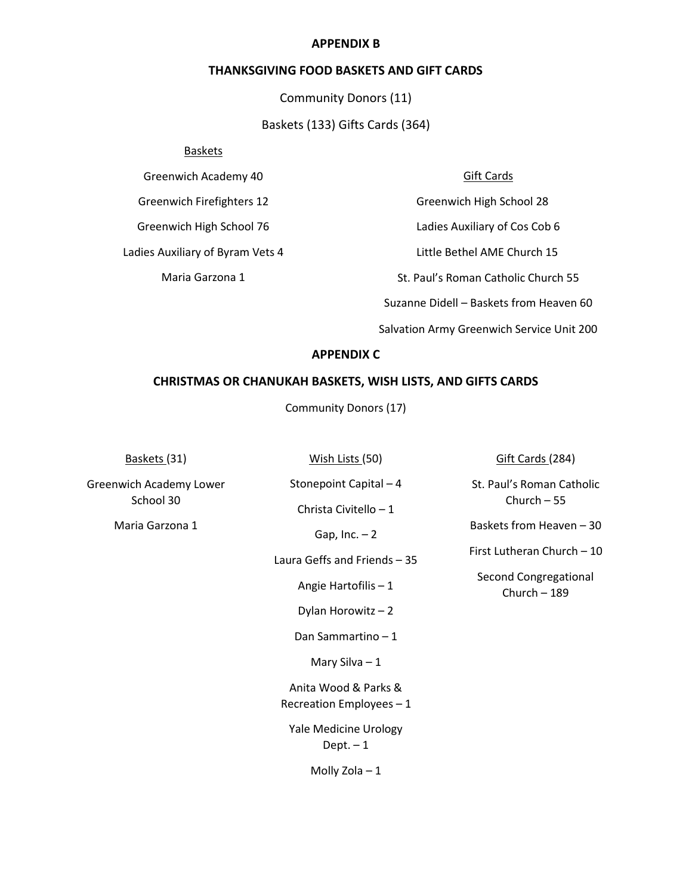## APPENDIX B

## THANKSGIVING FOOD BASKETS AND GIFT CARDS

Community Donors (11)

Baskets (133) Gifts Cards (364)

Baskets

Greenwich Academy 40

Greenwich Firefighters 12

Greenwich High School 76

Ladies Auxiliary of Byram Vets 4

Maria Garzona 1

Gift Cards

Greenwich High School 28

Ladies Auxiliary of Cos Cob 6

Little Bethel AME Church 15

St. Paul's Roman Catholic Church 55

Suzanne Didell – Baskets from Heaven 60

Salvation Army Greenwich Service Unit 200

## APPENDIX C

## CHRISTMAS OR CHANUKAH BASKETS, WISH LISTS, AND GIFTS CARDS

Community Donors (17)

Baskets (31)

Greenwich Academy Lower School 30

Maria Garzona 1

Wish Lists (50)

Stonepoint Capital – 4

Christa Civitello – 1

Gap, Inc. – 2

Laura Geffs and Friends – 35

Angie Hartofilis – 1

Dylan Horowitz – 2

Dan Sammartino – 1

Mary Silva – 1

Anita Wood & Parks & Recreation Employees – 1

Yale Medicine Urology Dept. – 1

Molly Zola – 1

Gift Cards (284)

St. Paul's Roman Catholic Church – 55

Baskets from Heaven – 30

First Lutheran Church – 10

Second Congregational Church – 189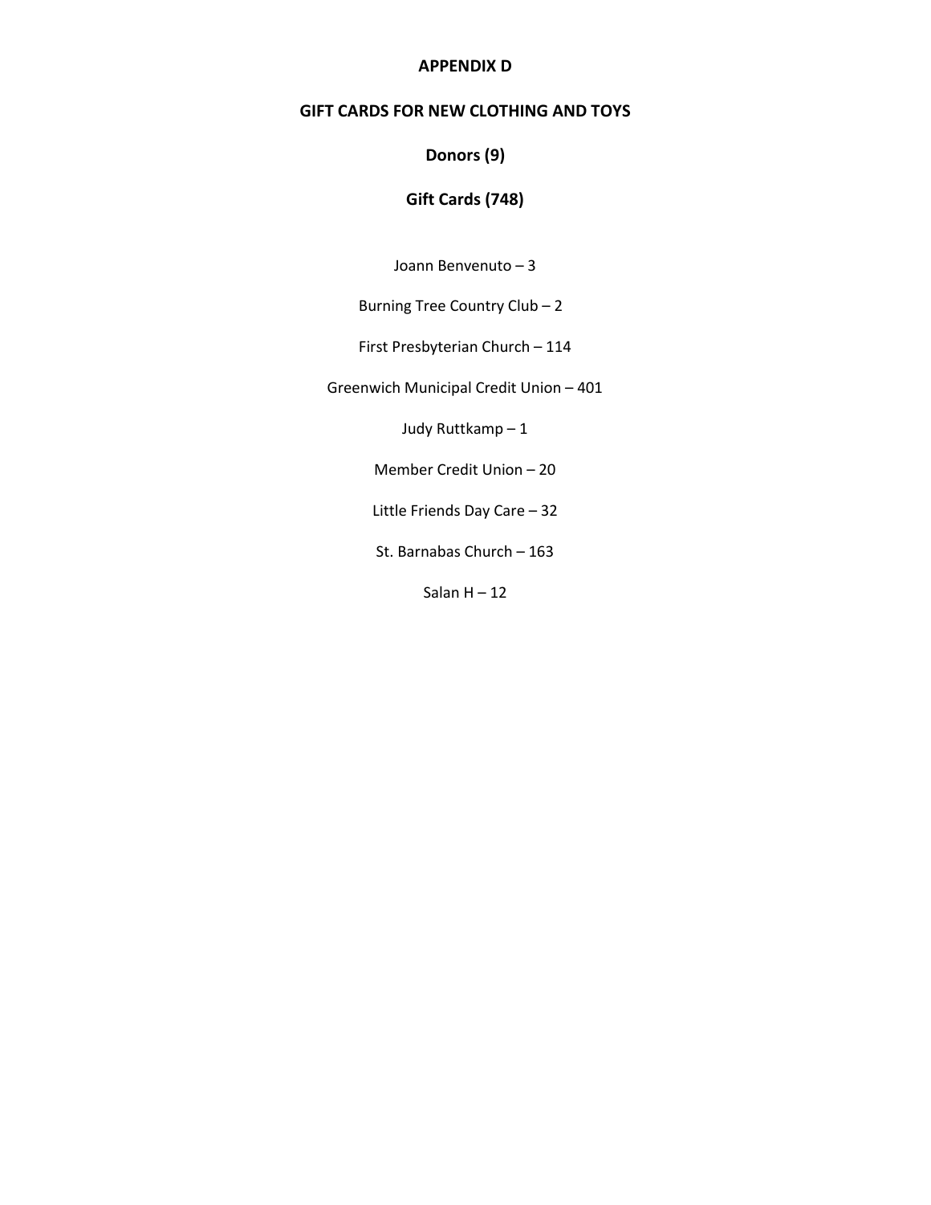# APPENDIX D

## GIFT CARDS FOR NEW CLOTHING AND TOYS

### Donors (9)

### Gift Cards (748)

Joann Benvenuto – 3

Burning Tree Country Club – 2

First Presbyterian Church – 114

Greenwich Municipal Credit Union – 401

Judy Ruttkamp – 1

Member Credit Union – 20

Little Friends Day Care – 32

St. Barnabas Church – 163

Salan H – 12